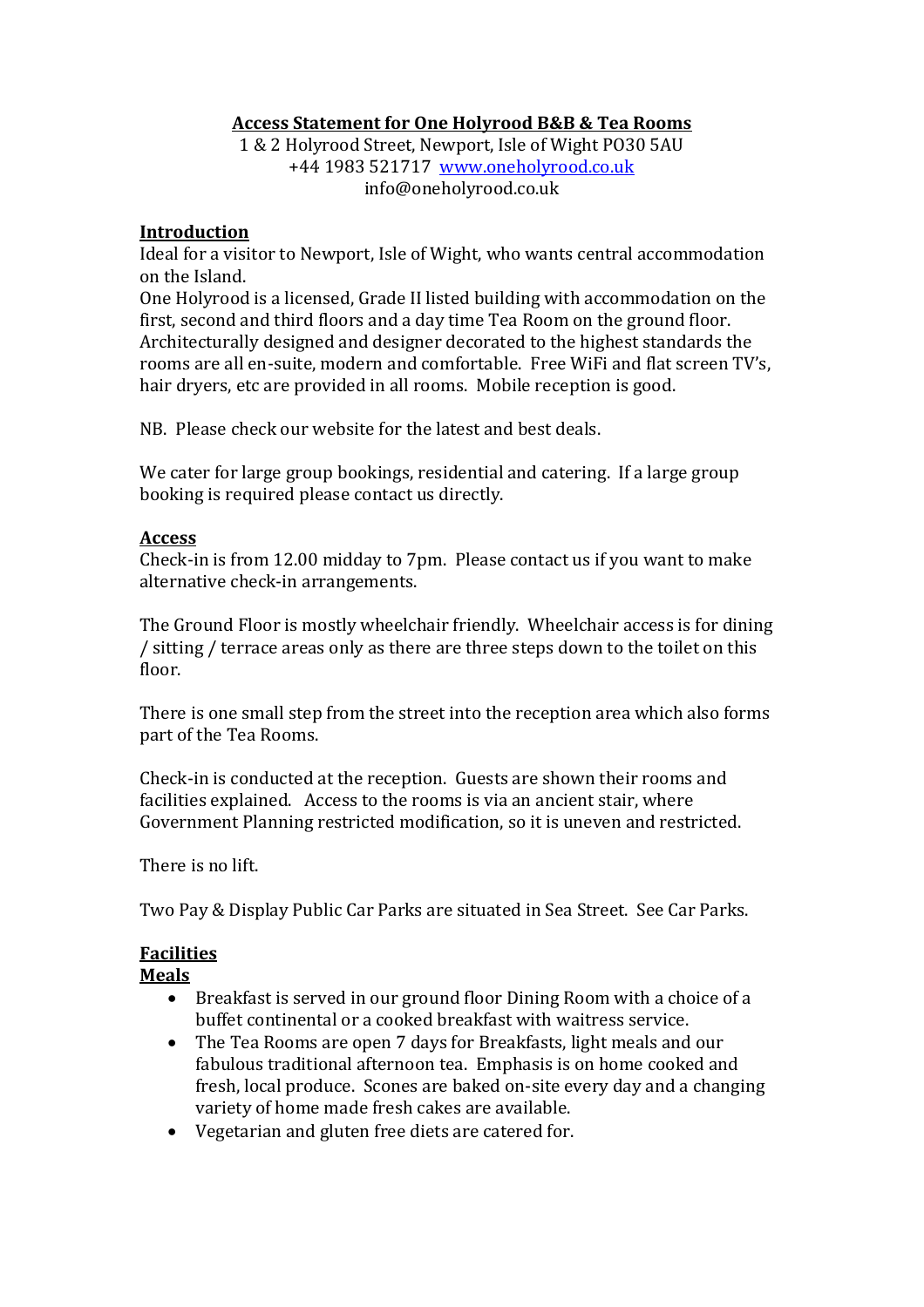# Access Statement for One Holyrood B&B & Tea Rooms

1 & 2 Holyrood Street, Newport, Isle of Wight PO30 5AU
+44 1983 521717 www.oneholyrood.co.uk
info@oneholyrood.co.uk

## Introduction

Ideal for a visitor to Newport, Isle of Wight, who wants central accommodation on the Island.
One Holyrood is a licensed, Grade II listed building with accommodation on the first, second and third floors and a day time Tea Room on the ground floor. Architecturally designed and designer decorated to the highest standards the rooms are all en-suite, modern and comfortable. Free WiFi and flat screen TV's, hair dryers, etc are provided in all rooms. Mobile reception is good.

NB. Please check our website for the latest and best deals.

We cater for large group bookings, residential and catering. If a large group booking is required please contact us directly.

## Access

Check-in is from 12.00 midday to 7pm. Please contact us if you want to make alternative check-in arrangements.

The Ground Floor is mostly wheelchair friendly. Wheelchair access is for dining / sitting / terrace areas only as there are three steps down to the toilet on this floor.

There is one small step from the street into the reception area which also forms part of the Tea Rooms.

Check-in is conducted at the reception. Guests are shown their rooms and facilities explained. Access to the rooms is via an ancient stair, where Government Planning restricted modification, so it is uneven and restricted.

There is no lift.

Two Pay & Display Public Car Parks are situated in Sea Street. See Car Parks.

## Facilities

### Meals

- Breakfast is served in our ground floor Dining Room with a choice of a buffet continental or a cooked breakfast with waitress service.
- The Tea Rooms are open 7 days for Breakfasts, light meals and our fabulous traditional afternoon tea. Emphasis is on home cooked and fresh, local produce. Scones are baked on-site every day and a changing variety of home made fresh cakes are available.
- Vegetarian and gluten free diets are catered for.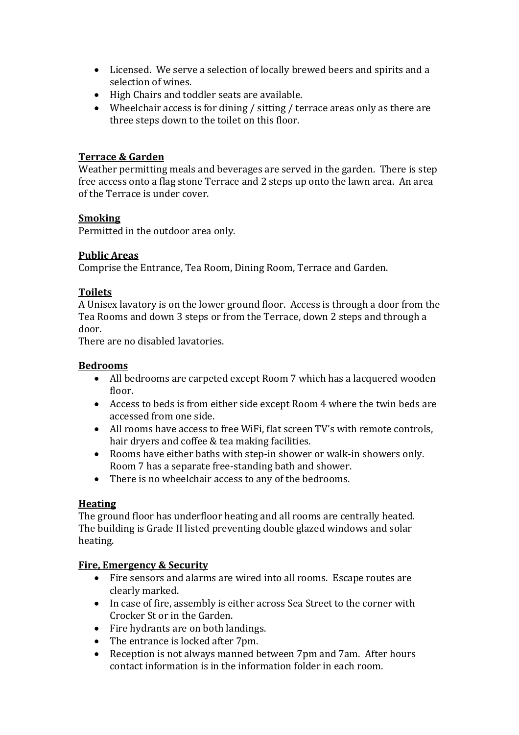- Licensed. We serve a selection of locally brewed beers and spirits and a selection of wines.
- High Chairs and toddler seats are available.
- Wheelchair access is for dining / sitting / terrace areas only as there are three steps down to the toilet on this floor.

**Terrace & Garden**

Weather permitting meals and beverages are served in the garden. There is step free access onto a flag stone Terrace and 2 steps up onto the lawn area. An area of the Terrace is under cover.

**Smoking**

Permitted in the outdoor area only.

**Public Areas**

Comprise the Entrance, Tea Room, Dining Room, Terrace and Garden.

**Toilets**

A Unisex lavatory is on the lower ground floor. Access is through a door from the Tea Rooms and down 3 steps or from the Terrace, down 2 steps and through a door.
There are no disabled lavatories.

**Bedrooms**

- All bedrooms are carpeted except Room 7 which has a lacquered wooden floor.
- Access to beds is from either side except Room 4 where the twin beds are accessed from one side.
- All rooms have access to free WiFi, flat screen TV's with remote controls, hair dryers and coffee & tea making facilities.
- Rooms have either baths with step-in shower or walk-in showers only. Room 7 has a separate free-standing bath and shower.
- There is no wheelchair access to any of the bedrooms.

**Heating**

The ground floor has underfloor heating and all rooms are centrally heated. The building is Grade II listed preventing double glazed windows and solar heating.

**Fire, Emergency & Security**

- Fire sensors and alarms are wired into all rooms. Escape routes are clearly marked.
- In case of fire, assembly is either across Sea Street to the corner with Crocker St or in the Garden.
- Fire hydrants are on both landings.
- The entrance is locked after 7pm.
- Reception is not always manned between 7pm and 7am. After hours contact information is in the information folder in each room.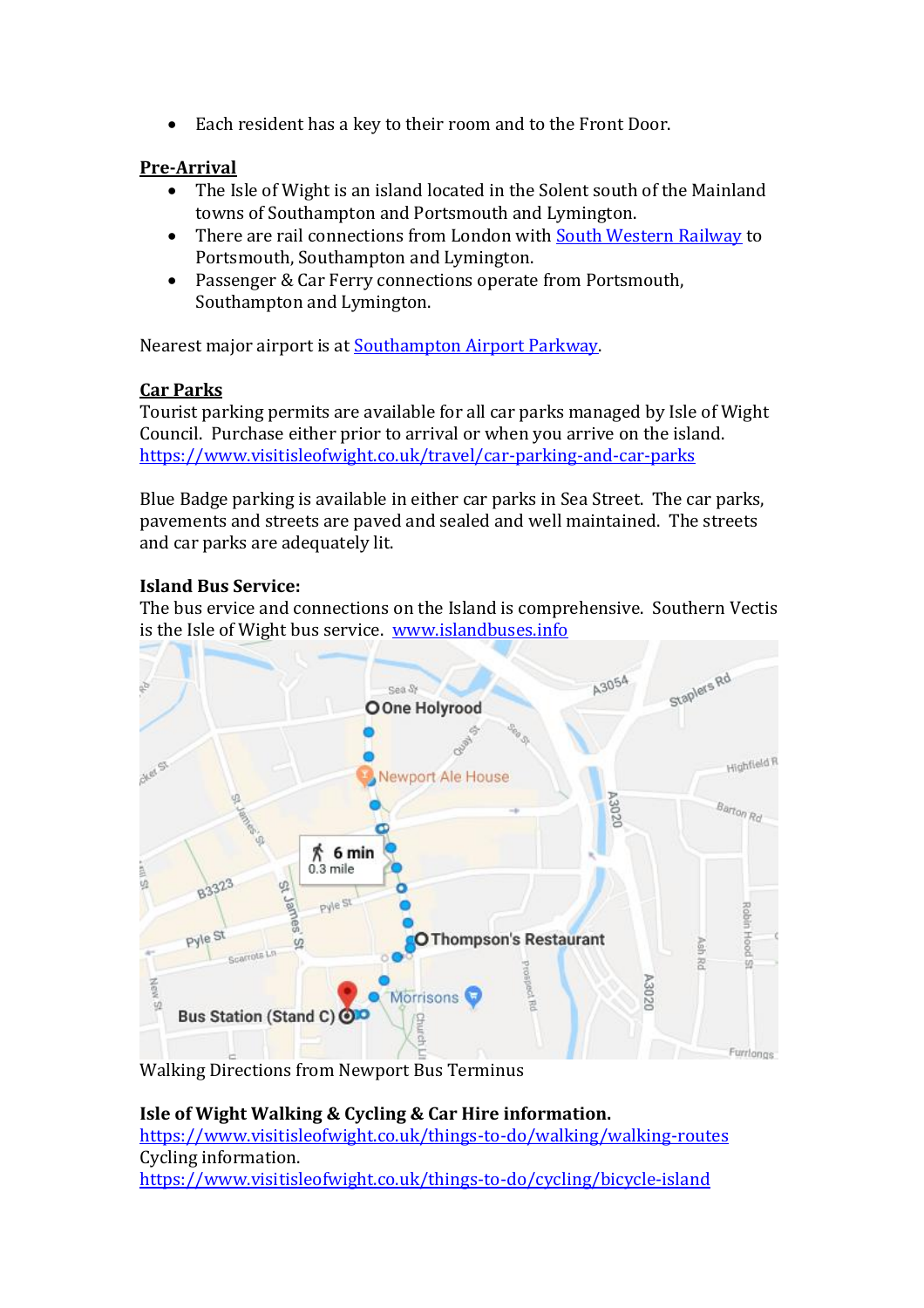- Each resident has a key to their room and to the Front Door.

**Pre-Arrival**

- The Isle of Wight is an island located in the Solent south of the Mainland towns of Southampton and Portsmouth and Lymington.
- There are rail connections from London with South Western Railway to Portsmouth, Southampton and Lymington.
- Passenger & Car Ferry connections operate from Portsmouth, Southampton and Lymington.

Nearest major airport is at Southampton Airport Parkway.

**Car Parks**

Tourist parking permits are available for all car parks managed by Isle of Wight Council. Purchase either prior to arrival or when you arrive on the island.
https://www.visitisleofwight.co.uk/travel/car-parking-and-car-parks

Blue Badge parking is available in either car parks in Sea Street. The car parks, pavements and streets are paved and sealed and well maintained. The streets and car parks are adequately lit.

**Island Bus Service:**

The bus ervice and connections on the Island is comprehensive. Southern Vectis is the Isle of Wight bus service. www.islandbuses.info

Walking Directions from Newport Bus Terminus

**Isle of Wight Walking & Cycling & Car Hire information.**

https://www.visitisleofwight.co.uk/things-to-do/walking/walking-routes

Cycling information.

https://www.visitisleofwight.co.uk/things-to-do/cycling/bicycle-island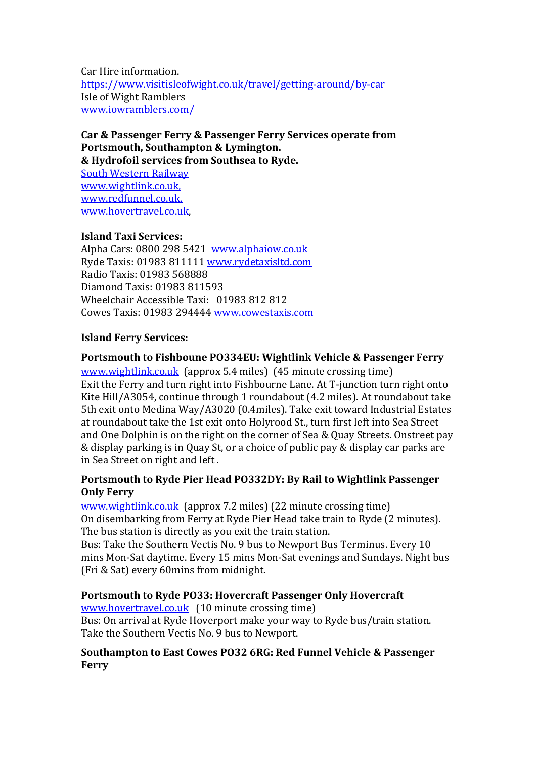Car Hire information.
https://www.visitisleofwight.co.uk/travel/getting-around/by-car
Isle of Wight Ramblers
www.iowramblers.com/

**Car & Passenger Ferry & Passenger Ferry Services operate from Portsmouth, Southampton & Lymington.**
**& Hydrofoil services from Southsea to Ryde.**
South Western Railway
www.wightlink.co.uk,
www.redfunnel.co.uk,
www.hovertravel.co.uk,

**Island Taxi Services:**
Alpha Cars: 0800 298 5421 www.alphaiow.co.uk
Ryde Taxis: 01983 811111 www.rydetaxisltd.com
Radio Taxis: 01983 568888
Diamond Taxis: 01983 811593
Wheelchair Accessible Taxi: 01983 812 812
Cowes Taxis: 01983 294444 www.cowestaxis.com

**Island Ferry Services:**

**Portsmouth to Fishboune PO334EU: Wightlink Vehicle & Passenger Ferry**
www.wightlink.co.uk (approx 5.4 miles) (45 minute crossing time)
Exit the Ferry and turn right into Fishbourne Lane. At T-junction turn right onto Kite Hill/A3054, continue through 1 roundabout (4.2 miles). At roundabout take 5th exit onto Medina Way/A3020 (0.4miles). Take exit toward Industrial Estates at roundabout take the 1st exit onto Holyrood St., turn first left into Sea Street and One Dolphin is on the right on the corner of Sea & Quay Streets. Onstreet pay & display parking is in Quay St, or a choice of public pay & display car parks are in Sea Street on right and left .

**Portsmouth to Ryde Pier Head PO332DY: By Rail to Wightlink Passenger Only Ferry**
www.wightlink.co.uk (approx 7.2 miles) (22 minute crossing time)
On disembarking from Ferry at Ryde Pier Head take train to Ryde (2 minutes). The bus station is directly as you exit the train station.
Bus: Take the Southern Vectis No. 9 bus to Newport Bus Terminus. Every 10 mins Mon-Sat daytime. Every 15 mins Mon-Sat evenings and Sundays. Night bus (Fri & Sat) every 60mins from midnight.

**Portsmouth to Ryde PO33: Hovercraft Passenger Only Hovercraft**
www.hovertravel.co.uk (10 minute crossing time)
Bus: On arrival at Ryde Hoverport make your way to Ryde bus/train station. Take the Southern Vectis No. 9 bus to Newport.

**Southampton to East Cowes PO32 6RG: Red Funnel Vehicle & Passenger Ferry**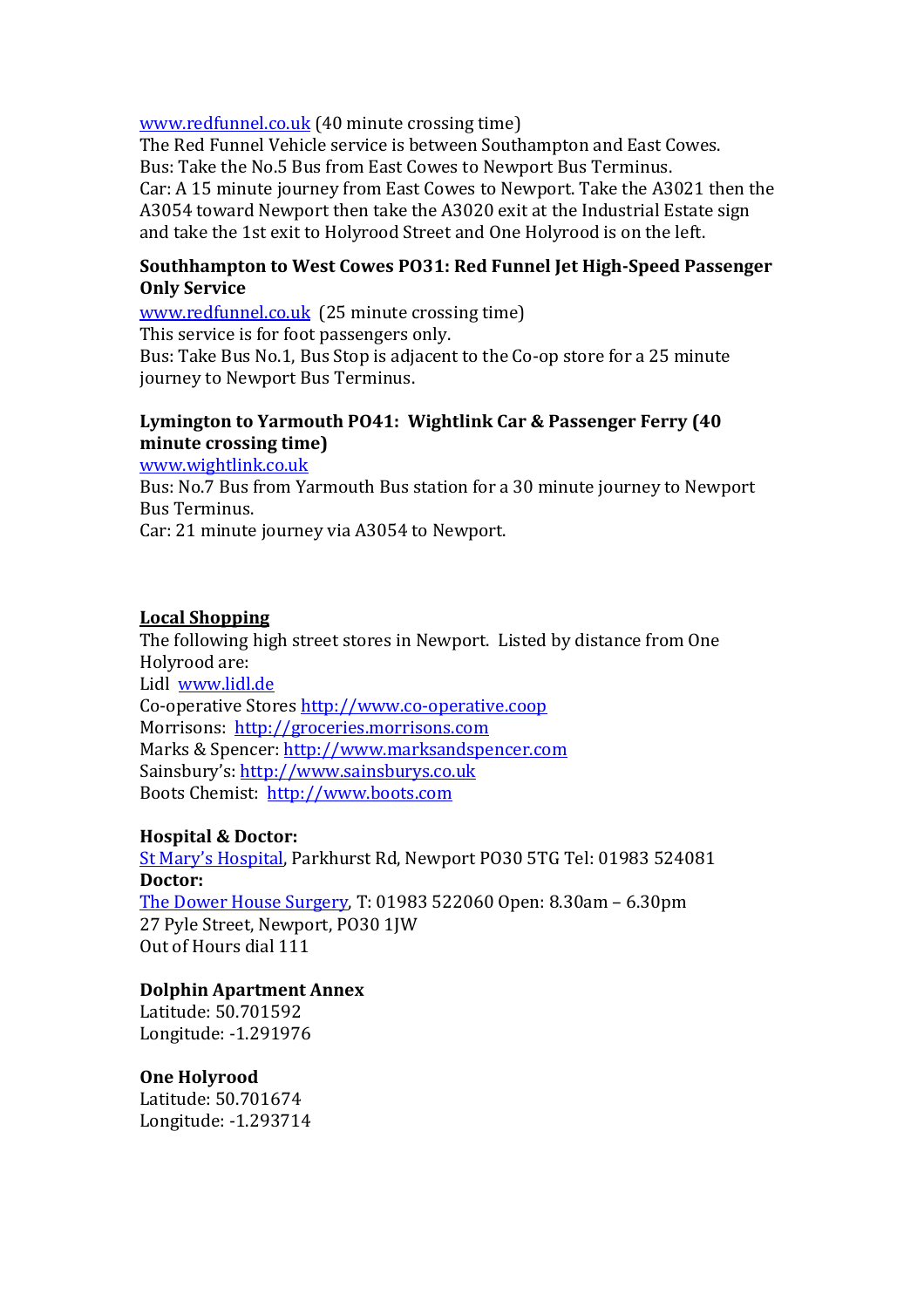[www.redfunnel.co.uk](http://www.redfunnel.co.uk) (40 minute crossing time)
The Red Funnel Vehicle service is between Southampton and East Cowes.
Bus: Take the No.5 Bus from East Cowes to Newport Bus Terminus.
Car: A 15 minute journey from East Cowes to Newport. Take the A3021 then the A3054 toward Newport then take the A3020 exit at the Industrial Estate sign and take the 1st exit to Holyrood Street and One Holyrood is on the left.

**Southhampton to West Cowes PO31: Red Funnel Jet High-Speed Passenger Only Service**

[www.redfunnel.co.uk](http://www.redfunnel.co.uk) (25 minute crossing time)
This service is for foot passengers only.
Bus: Take Bus No.1, Bus Stop is adjacent to the Co-op store for a 25 minute journey to Newport Bus Terminus.

**Lymington to Yarmouth PO41: Wightlink Car & Passenger Ferry (40 minute crossing time)**

[www.wightlink.co.uk](http://www.wightlink.co.uk)
Bus: No.7 Bus from Yarmouth Bus station for a 30 minute journey to Newport Bus Terminus.
Car: 21 minute journey via A3054 to Newport.

**Local Shopping**

The following high street stores in Newport. Listed by distance from One Holyrood are:
Lidl [www.lidl.de](http://www.lidl.de)
Co-operative Stores [http://www.co-operative.coop](http://www.co-operative.coop)
Morrisons: [http://groceries.morrisons.com](http://groceries.morrisons.com)
Marks & Spencer: [http://www.marksandspencer.com](http://www.marksandspencer.com)
Sainsbury's: [http://www.sainsburys.co.uk](http://www.sainsburys.co.uk)
Boots Chemist: [http://www.boots.com](http://www.boots.com)

**Hospital & Doctor:**
St Mary's Hospital, Parkhurst Rd, Newport PO30 5TG Tel: 01983 524081
**Doctor:**
The Dower House Surgery, T: 01983 522060 Open: 8.30am – 6.30pm
27 Pyle Street, Newport, PO30 1JW
Out of Hours dial 111

**Dolphin Apartment Annex**
Latitude: 50.701592
Longitude: -1.291976

**One Holyrood**
Latitude: 50.701674
Longitude: -1.293714